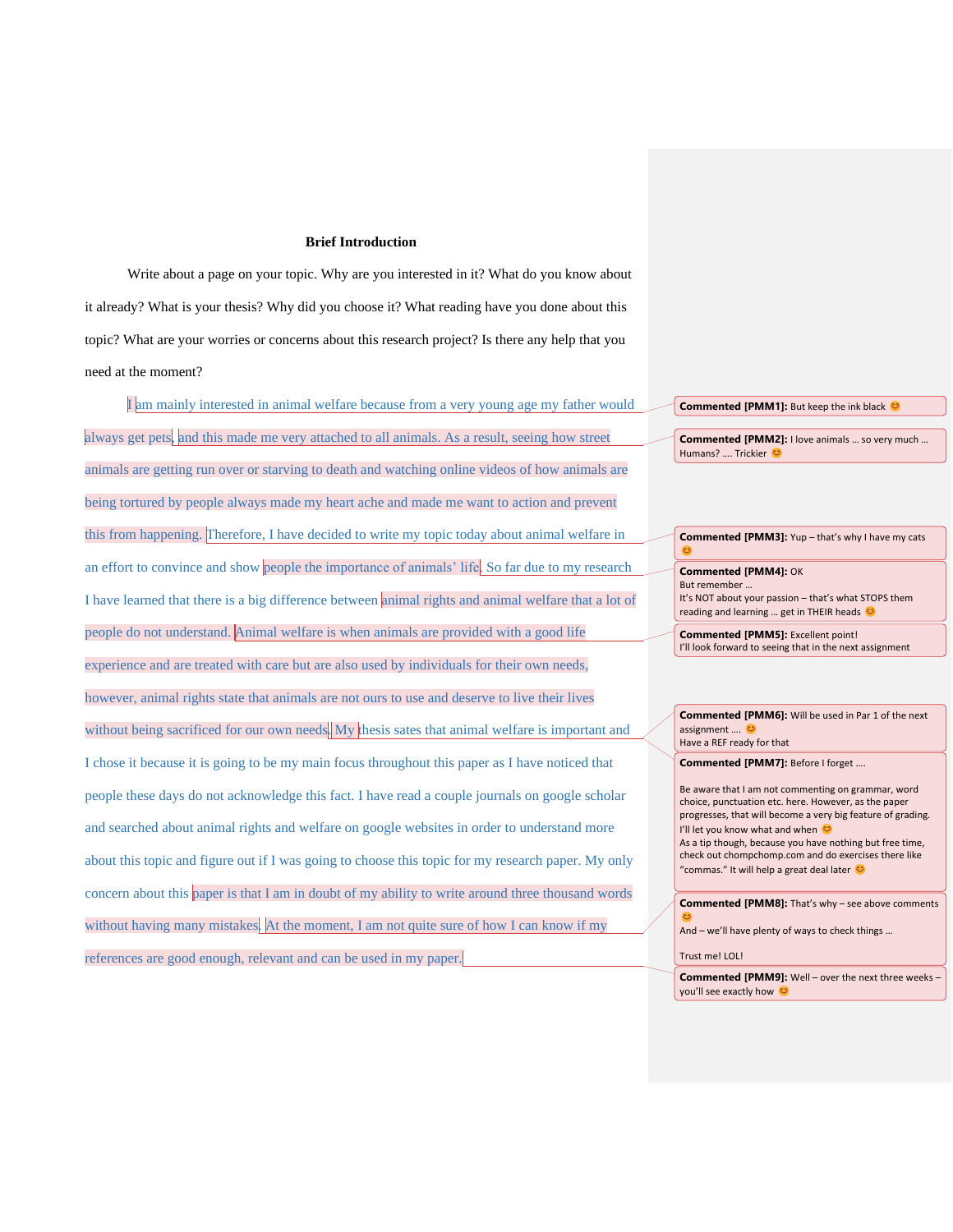**Brief Introduction**

Write about a page on your topic. Why are you interested in it? What do you know about it already? What is your thesis? Why did you choose it? What reading have you done about this topic? What are your worries or concerns about this research project? Is there any help that you need at the moment?

I am mainly interested in animal welfare because from a very young age my father would always get pets, and this made me very attached to all animals. As a result, seeing how street animals are getting run over or starving to death and watching online videos of how animals are being tortured by people always made my heart ache and made me want to action and prevent this from happening. Therefore, I have decided to write my topic today about animal welfare in an effort to convince and show people the importance of animals' life. So far due to my research I have learned that there is a big difference between animal rights and animal welfare that a lot of people do not understand. Animal welfare is when animals are provided with a good life experience and are treated with care but are also used by individuals for their own needs, however, animal rights state that animals are not ours to use and deserve to live their lives without being sacrificed for our own needs. My thesis sates that animal welfare is important and I chose it because it is going to be my main focus throughout this paper as I have noticed that people these days do not acknowledge this fact. I have read a couple journals on google scholar and searched about animal rights and welfare on google websites in order to understand more about this topic and figure out if I was going to choose this topic for my research paper. My only concern about this paper is that I am in doubt of my ability to write around three thousand words without having many mistakes. At the moment, I am not quite sure of how I can know if my references are good enough, relevant and can be used in my paper.

**Commented [PMM1]:** But keep the ink black 😊

**Commented [PMM2]:** I love animals … so very much … Humans? …. Trickier 😊

**Commented [PMM3]:** Yup – that's why I have my cats 😊

**Commented [PMM4]:** OK
But remember …
It's NOT about your passion – that's what STOPS them reading and learning … get in THEIR heads 😊

**Commented [PMM5]:** Excellent point!
I'll look forward to seeing that in the next assignment

**Commented [PMM6]:** Will be used in Par 1 of the next assignment …. 😊
Have a REF ready for that

**Commented [PMM7]:** Before I forget ….

Be aware that I am not commenting on grammar, word choice, punctuation etc. here. However, as the paper progresses, that will become a very big feature of grading. I'll let you know what and when 😊
As a tip though, because you have nothing but free time, check out chompchomp.com and do exercises there like "commas." It will help a great deal later 😊

**Commented [PMM8]:** That's why – see above comments 😊
And – we'll have plenty of ways to check things …

Trust me! LOL!

**Commented [PMM9]:** Well – over the next three weeks – you'll see exactly how 😊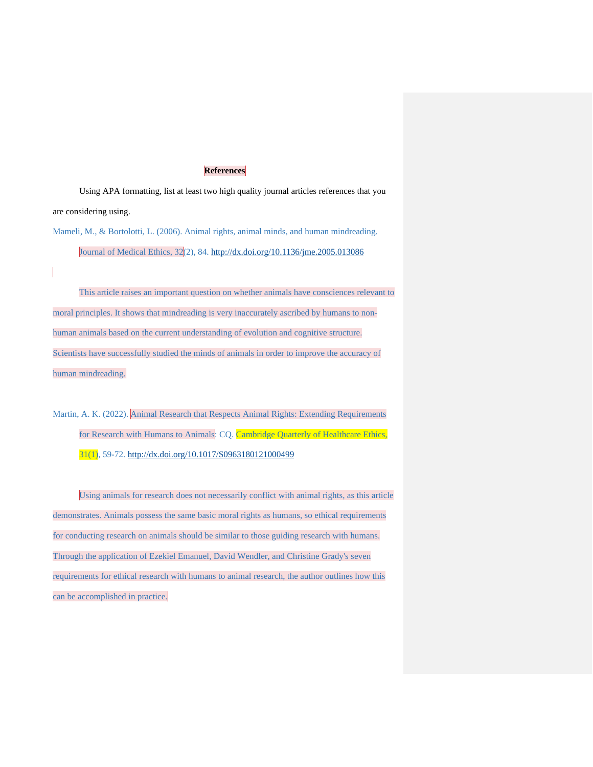**References**

Using APA formatting, list at least two high quality journal articles references that you are considering using.

Mameli, M., & Bortolotti, L. (2006). Animal rights, animal minds, and human mindreading. Journal of Medical Ethics, 32(2), 84. http://dx.doi.org/10.1136/jme.2005.013086

This article raises an important question on whether animals have consciences relevant to moral principles. It shows that mindreading is very inaccurately ascribed by humans to non-human animals based on the current understanding of evolution and cognitive structure. Scientists have successfully studied the minds of animals in order to improve the accuracy of human mindreading.

Martin, A. K. (2022). Animal Research that Respects Animal Rights: Extending Requirements for Research with Humans to Animals: CQ. Cambridge Quarterly of Healthcare Ethics, 31(1), 59-72. http://dx.doi.org/10.1017/S0963180121000499

Using animals for research does not necessarily conflict with animal rights, as this article demonstrates. Animals possess the same basic moral rights as humans, so ethical requirements for conducting research on animals should be similar to those guiding research with humans. Through the application of Ezekiel Emanuel, David Wendler, and Christine Grady's seven requirements for ethical research with humans to animal research, the author outlines how this can be accomplished in practice.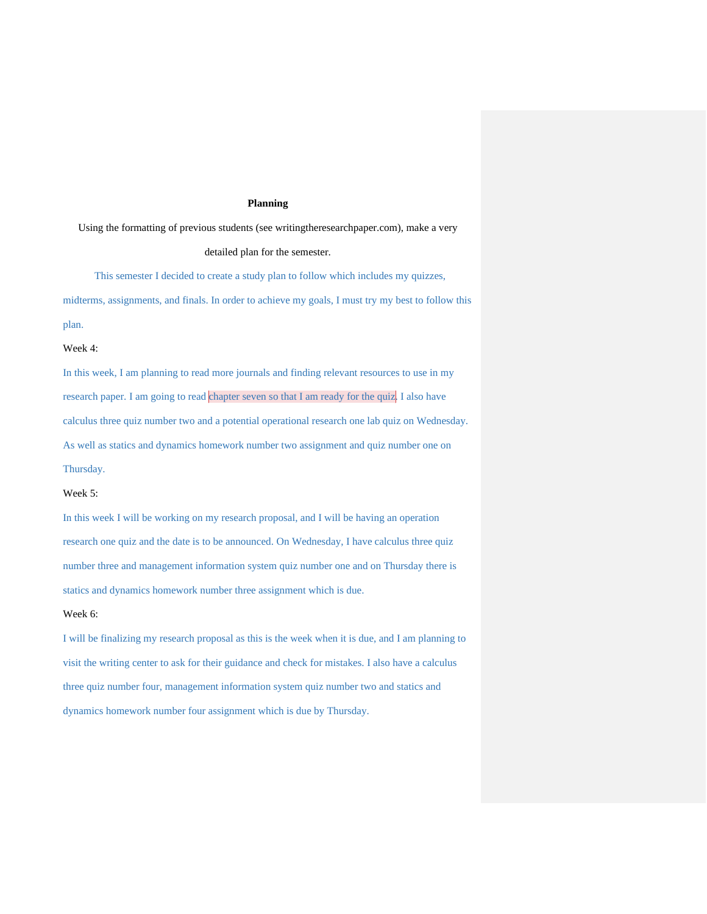**Planning**

Using the formatting of previous students (see writingtheresearchpaper.com), make a very detailed plan for the semester.

This semester I decided to create a study plan to follow which includes my quizzes, midterms, assignments, and finals. In order to achieve my goals, I must try my best to follow this plan.

Week 4:

In this week, I am planning to read more journals and finding relevant resources to use in my research paper. I am going to read chapter seven so that I am ready for the quiz. I also have calculus three quiz number two and a potential operational research one lab quiz on Wednesday. As well as statics and dynamics homework number two assignment and quiz number one on Thursday.

Week 5:

In this week I will be working on my research proposal, and I will be having an operation research one quiz and the date is to be announced. On Wednesday, I have calculus three quiz number three and management information system quiz number one and on Thursday there is statics and dynamics homework number three assignment which is due.

Week 6:

I will be finalizing my research proposal as this is the week when it is due, and I am planning to visit the writing center to ask for their guidance and check for mistakes. I also have a calculus three quiz number four, management information system quiz number two and statics and dynamics homework number four assignment which is due by Thursday.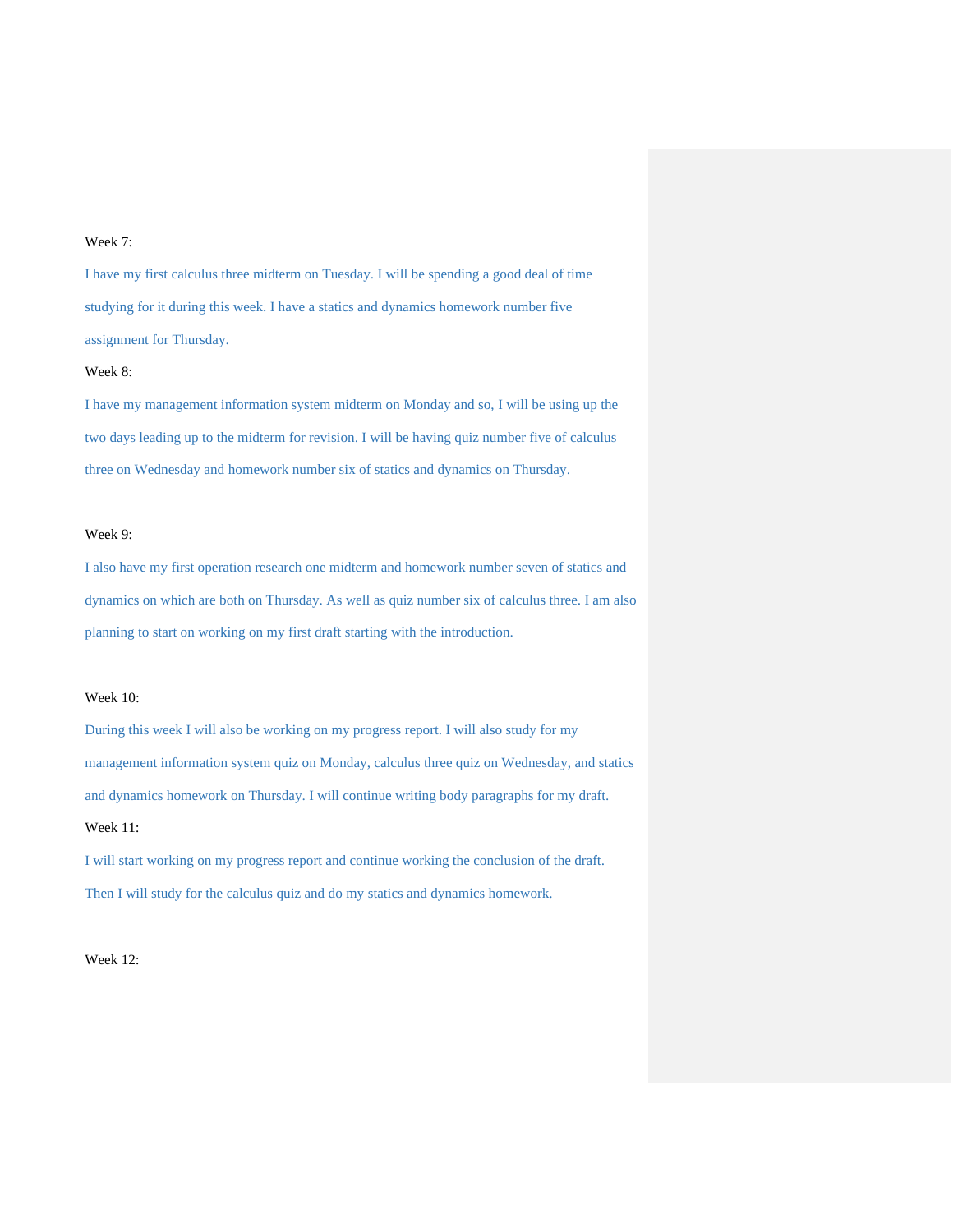Week 7:

I have my first calculus three midterm on Tuesday. I will be spending a good deal of time studying for it during this week. I have a statics and dynamics homework number five assignment for Thursday.

Week 8:

I have my management information system midterm on Monday and so, I will be using up the two days leading up to the midterm for revision. I will be having quiz number five of calculus three on Wednesday and homework number six of statics and dynamics on Thursday.

Week 9:

I also have my first operation research one midterm and homework number seven of statics and dynamics on which are both on Thursday. As well as quiz number six of calculus three. I am also planning to start on working on my first draft starting with the introduction.

Week 10:

During this week I will also be working on my progress report. I will also study for my management information system quiz on Monday, calculus three quiz on Wednesday, and statics and dynamics homework on Thursday. I will continue writing body paragraphs for my draft.

Week 11:

I will start working on my progress report and continue working the conclusion of the draft. Then I will study for the calculus quiz and do my statics and dynamics homework.

Week 12: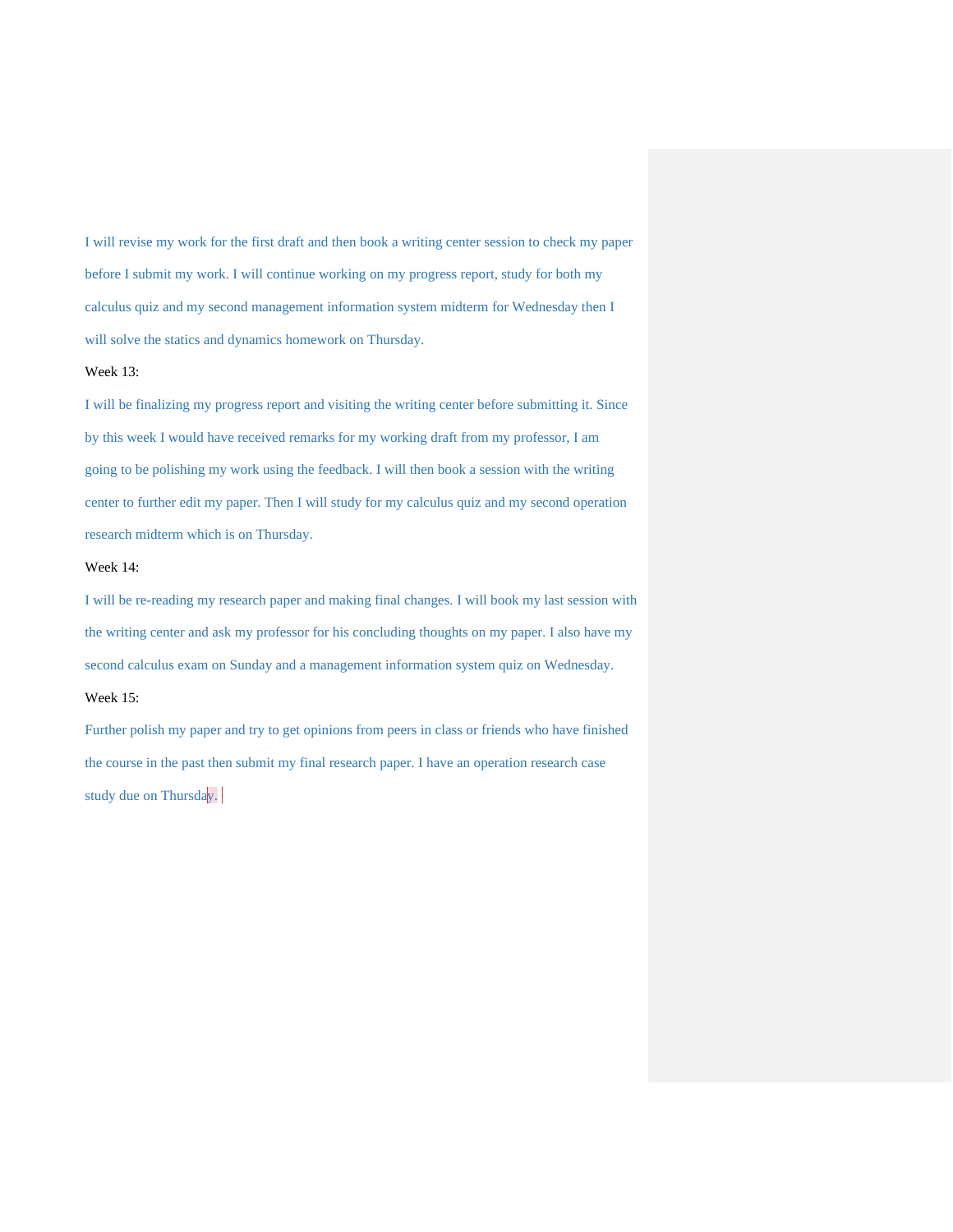I will revise my work for the first draft and then book a writing center session to check my paper before I submit my work. I will continue working on my progress report, study for both my calculus quiz and my second management information system midterm for Wednesday then I will solve the statics and dynamics homework on Thursday.

Week 13:

I will be finalizing my progress report and visiting the writing center before submitting it. Since by this week I would have received remarks for my working draft from my professor, I am going to be polishing my work using the feedback. I will then book a session with the writing center to further edit my paper. Then I will study for my calculus quiz and my second operation research midterm which is on Thursday.

Week 14:

I will be re-reading my research paper and making final changes. I will book my last session with the writing center and ask my professor for his concluding thoughts on my paper. I also have my second calculus exam on Sunday and a management information system quiz on Wednesday.

Week 15:

Further polish my paper and try to get opinions from peers in class or friends who have finished the course in the past then submit my final research paper. I have an operation research case study due on Thursday.